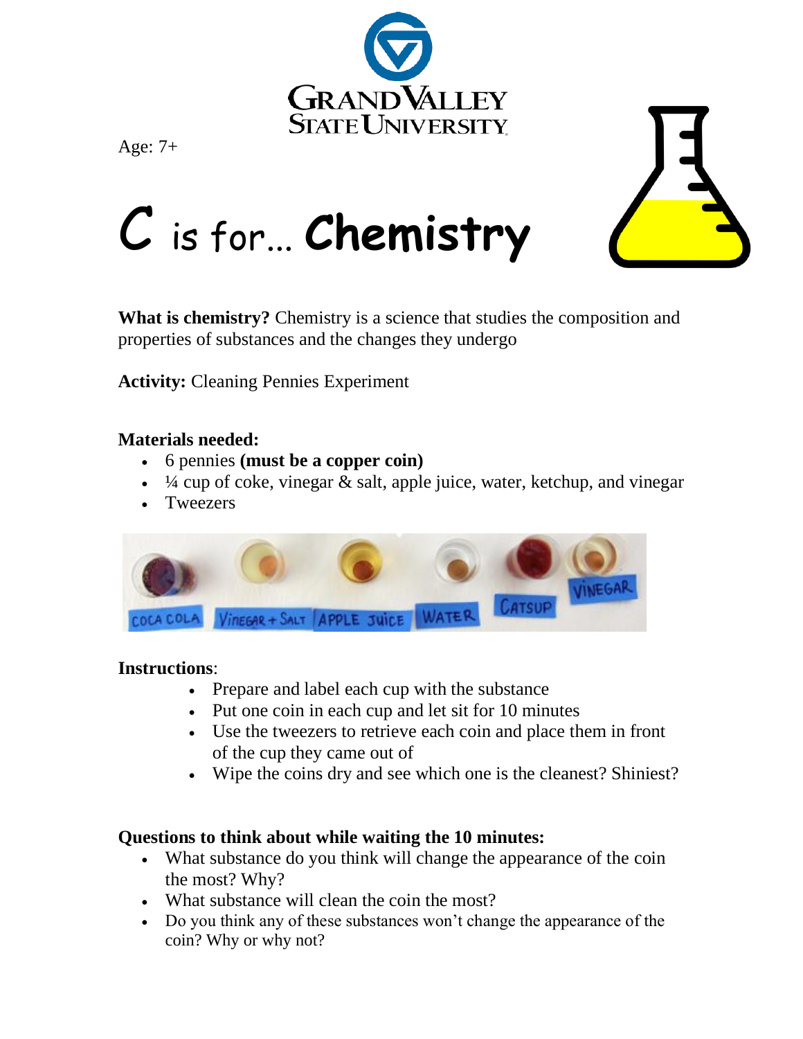Age: 7+

# C is for… **Chemistry**

**What is chemistry?** Chemistry is a science that studies the composition and properties of substances and the changes they undergo

**Activity:** Cleaning Pennies Experiment

### Materials needed:

- 6 pennies **(must be a copper coin)**
- ¼ cup of coke, vinegar & salt, apple juice, water, ketchup, and vinegar
- Tweezers

COCA COLA | VINEGAR + SALT | APPLE JUICE | WATER | CATSUP | VINEGAR

### Instructions:

- Prepare and label each cup with the substance
- Put one coin in each cup and let sit for 10 minutes
- Use the tweezers to retrieve each coin and place them in front of the cup they came out of
- Wipe the coins dry and see which one is the cleanest? Shiniest?

### Questions to think about while waiting the 10 minutes:

- What substance do you think will change the appearance of the coin the most? Why?
- What substance will clean the coin the most?
- Do you think any of these substances won't change the appearance of the coin? Why or why not?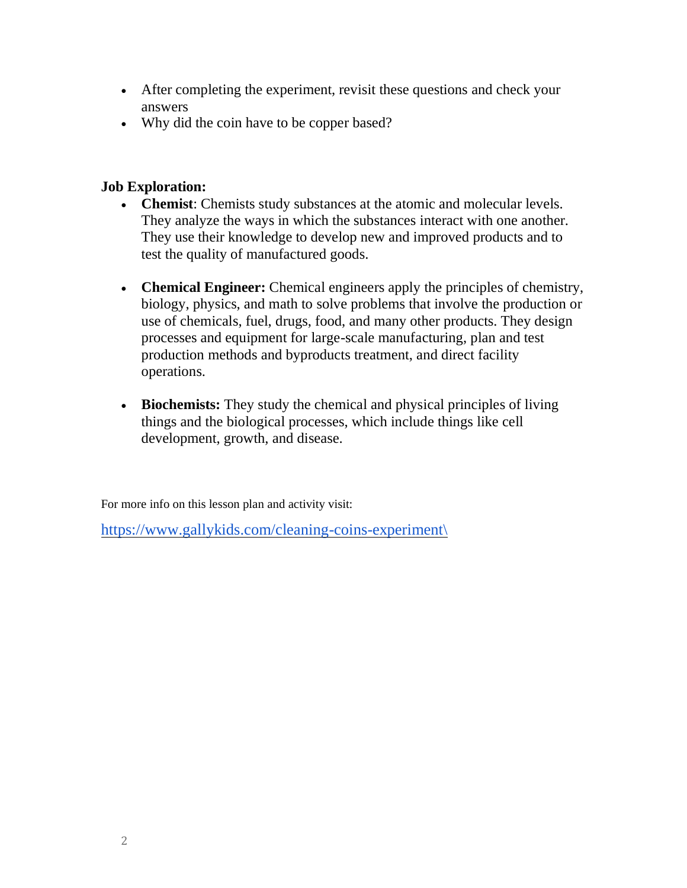- After completing the experiment, revisit these questions and check your answers
- Why did the coin have to be copper based?

**Job Exploration:**

- **Chemist**: Chemists study substances at the atomic and molecular levels. They analyze the ways in which the substances interact with one another. They use their knowledge to develop new and improved products and to test the quality of manufactured goods.

- **Chemical Engineer:** Chemical engineers apply the principles of chemistry, biology, physics, and math to solve problems that involve the production or use of chemicals, fuel, drugs, food, and many other products. They design processes and equipment for large-scale manufacturing, plan and test production methods and byproducts treatment, and direct facility operations.

- **Biochemists:** They study the chemical and physical principles of living things and the biological processes, which include things like cell development, growth, and disease.

For more info on this lesson plan and activity visit:

https://www.gallykids.com/cleaning-coins-experiment\